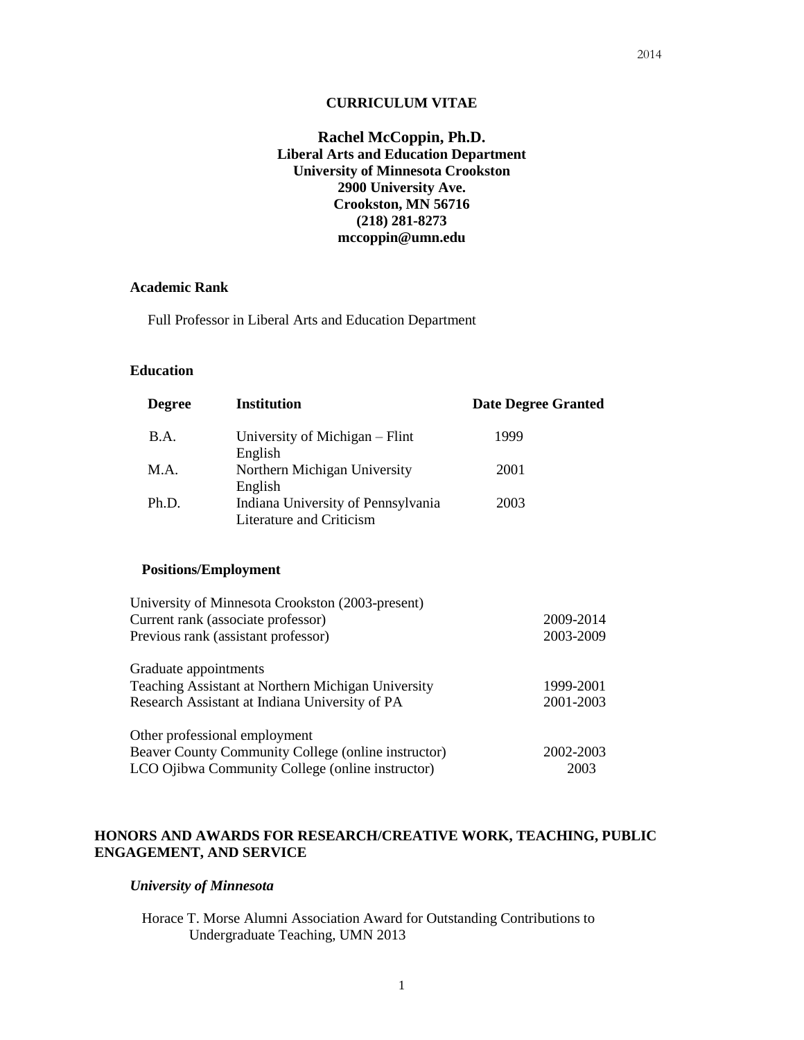# CURRICULUM VITAE

**Rachel McCoppin, Ph.D.**
**Liberal Arts and Education Department**
**University of Minnesota Crookston**
**2900 University Ave.**
**Crookston, MN 56716**
**(218) 281-8273**
**mccoppin@umn.edu**

### Academic Rank

Full Professor in Liberal Arts and Education Department

### Education

| Degree | Institution | Date Degree Granted |
|---|---|---|
| B.A. | University of Michigan – Flint<br>English | 1999 |
| M.A. | Northern Michigan University<br>English | 2001 |
| Ph.D. | Indiana University of Pennsylvania<br>Literature and Criticism | 2003 |

### Positions/Employment

| | |
|---|---|
| University of Minnesota Crookston (2003-present) | |
| Current rank (associate professor) | 2009-2014 |
| Previous rank (assistant professor) | 2003-2009 |
| | |
| Graduate appointments | |
| Teaching Assistant at Northern Michigan University | 1999-2001 |
| Research Assistant at Indiana University of PA | 2001-2003 |
| | |
| Other professional employment | |
| Beaver County Community College (online instructor) | 2002-2003 |
| LCO Ojibwa Community College (online instructor) | 2003 |

## HONORS AND AWARDS FOR RESEARCH/CREATIVE WORK, TEACHING, PUBLIC ENGAGEMENT, AND SERVICE

### *University of Minnesota*

Horace T. Morse Alumni Association Award for Outstanding Contributions to Undergraduate Teaching, UMN 2013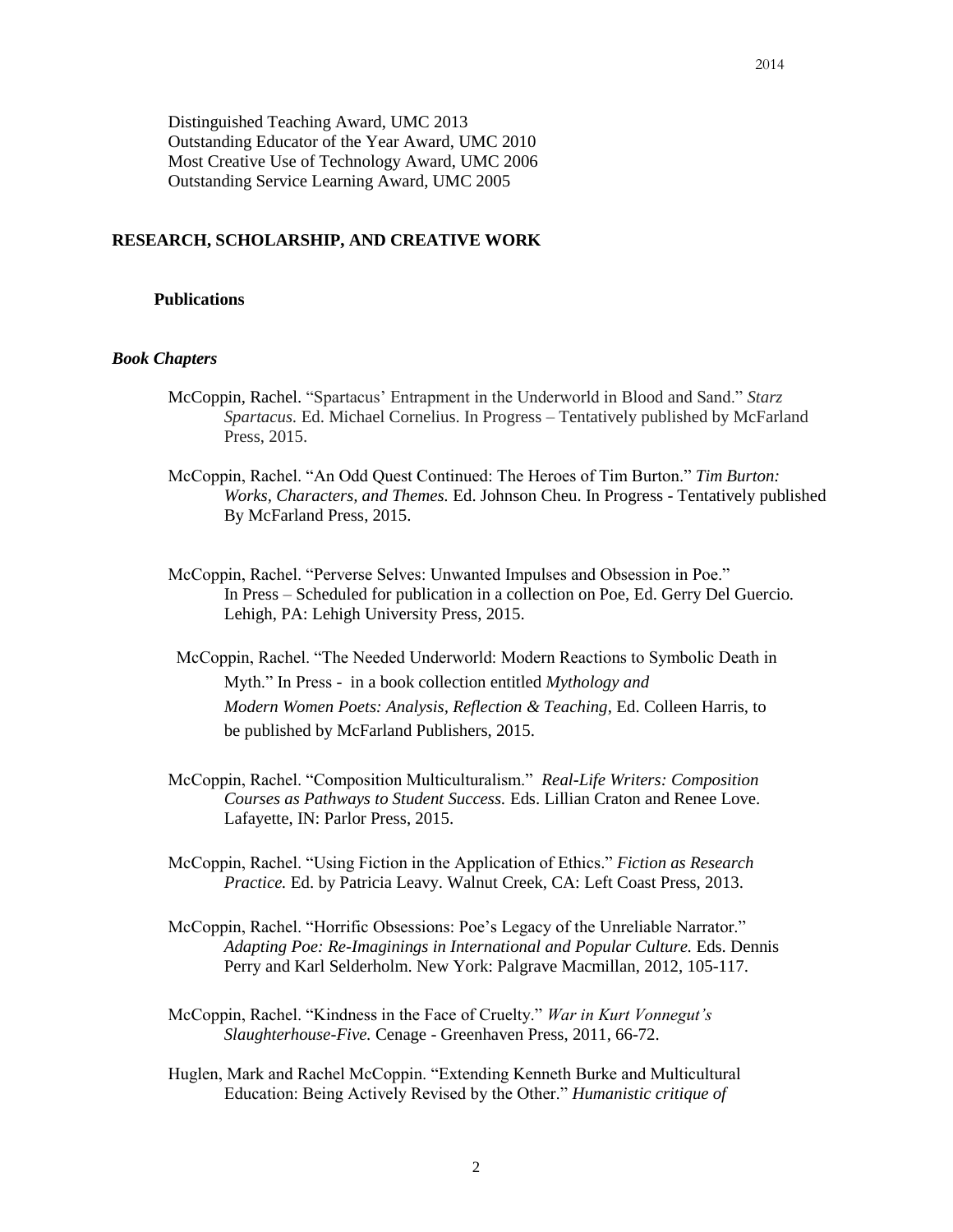Distinguished Teaching Award, UMC 2013
Outstanding Educator of the Year Award, UMC 2010
Most Creative Use of Technology Award, UMC 2006
Outstanding Service Learning Award, UMC 2005

## RESEARCH, SCHOLARSHIP, AND CREATIVE WORK

### Publications

#### *Book Chapters*

McCoppin, Rachel. "Spartacus' Entrapment in the Underworld in Blood and Sand." *Starz Spartacus.* Ed. Michael Cornelius. In Progress – Tentatively published by McFarland Press, 2015.

McCoppin, Rachel. "An Odd Quest Continued: The Heroes of Tim Burton." *Tim Burton: Works, Characters, and Themes.* Ed. Johnson Cheu. In Progress - Tentatively published By McFarland Press, 2015.

McCoppin, Rachel. "Perverse Selves: Unwanted Impulses and Obsession in Poe." In Press – Scheduled for publication in a collection on Poe, Ed. Gerry Del Guercio. Lehigh, PA: Lehigh University Press, 2015.

McCoppin, Rachel. "The Needed Underworld: Modern Reactions to Symbolic Death in Myth." In Press - in a book collection entitled *Mythology and Modern Women Poets: Analysis, Reflection & Teaching,* Ed. Colleen Harris, to be published by McFarland Publishers, 2015.

McCoppin, Rachel. "Composition Multiculturalism." *Real-Life Writers: Composition Courses as Pathways to Student Success.* Eds. Lillian Craton and Renee Love. Lafayette, IN: Parlor Press, 2015.

McCoppin, Rachel. "Using Fiction in the Application of Ethics." *Fiction as Research Practice.* Ed. by Patricia Leavy. Walnut Creek, CA: Left Coast Press, 2013.

McCoppin, Rachel. "Horrific Obsessions: Poe's Legacy of the Unreliable Narrator." *Adapting Poe: Re-Imaginings in International and Popular Culture.* Eds. Dennis Perry and Karl Selderholm. New York: Palgrave Macmillan, 2012, 105-117.

McCoppin, Rachel. "Kindness in the Face of Cruelty." *War in Kurt Vonnegut's Slaughterhouse-Five.* Cenage - Greenhaven Press, 2011, 66-72.

Huglen, Mark and Rachel McCoppin. "Extending Kenneth Burke and Multicultural Education: Being Actively Revised by the Other." *Humanistic critique of*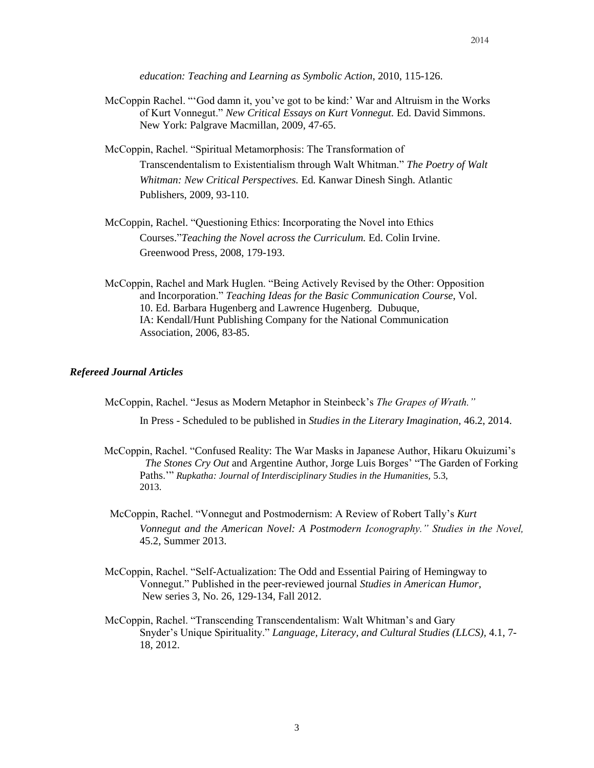*education: Teaching and Learning as Symbolic Action*, 2010, 115-126.

McCoppin Rachel. "'God damn it, you've got to be kind:' War and Altruism in the Works of Kurt Vonnegut." *New Critical Essays on Kurt Vonnegut.* Ed. David Simmons. New York: Palgrave Macmillan, 2009, 47-65.

McCoppin, Rachel. "Spiritual Metamorphosis: The Transformation of Transcendentalism to Existentialism through Walt Whitman." *The Poetry of Walt Whitman: New Critical Perspectives.* Ed. Kanwar Dinesh Singh. Atlantic Publishers, 2009, 93-110.

McCoppin, Rachel. "Questioning Ethics: Incorporating the Novel into Ethics Courses."*Teaching the Novel across the Curriculum.* Ed. Colin Irvine. Greenwood Press, 2008, 179-193.

McCoppin, Rachel and Mark Huglen. "Being Actively Revised by the Other: Opposition and Incorporation." *Teaching Ideas for the Basic Communication Course*, Vol. 10. Ed. Barbara Hugenberg and Lawrence Hugenberg. Dubuque, IA: Kendall/Hunt Publishing Company for the National Communication Association, 2006, 83-85.

### *Refereed Journal Articles*

McCoppin, Rachel. "Jesus as Modern Metaphor in Steinbeck's *The Grapes of Wrath."* In Press - Scheduled to be published in *Studies in the Literary Imagination,* 46.2, 2014.

McCoppin, Rachel. "Confused Reality: The War Masks in Japanese Author, Hikaru Okuizumi's *The Stones Cry Out* and Argentine Author, Jorge Luis Borges' "The Garden of Forking Paths.'" *Rupkatha: Journal of Interdisciplinary Studies in the Humanities,* 5.3, 2013.

McCoppin, Rachel. "Vonnegut and Postmodernism: A Review of Robert Tally's *Kurt Vonnegut and the American Novel: A Postmodern Iconography." Studies in the Novel,* 45.2, Summer 2013.

McCoppin, Rachel. "Self-Actualization: The Odd and Essential Pairing of Hemingway to Vonnegut." Published in the peer-reviewed journal *Studies in American Humor*, New series 3, No. 26, 129-134, Fall 2012.

McCoppin, Rachel. "Transcending Transcendentalism: Walt Whitman's and Gary Snyder's Unique Spirituality." *Language, Literacy, and Cultural Studies (LLCS)*, 4.1, 7-18, 2012.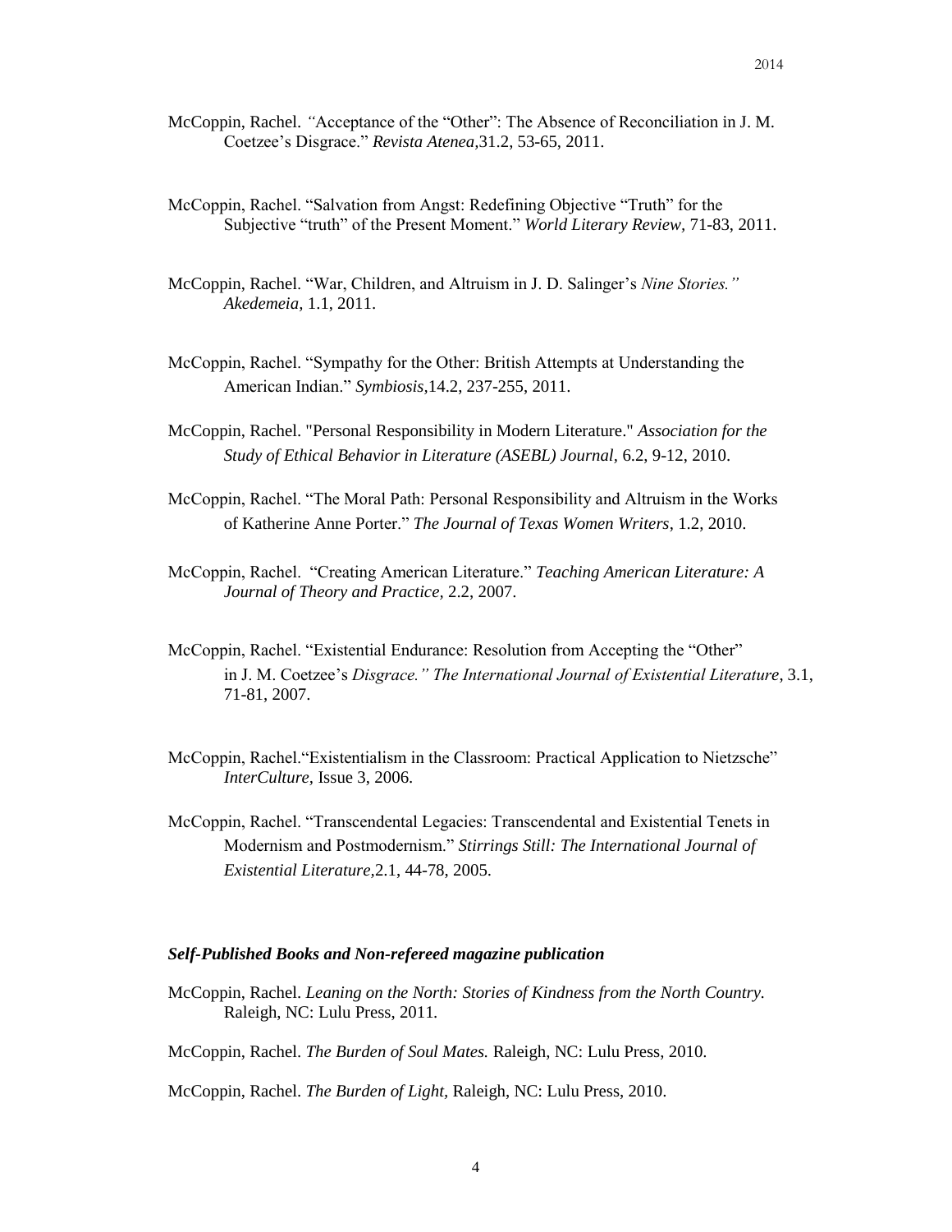McCoppin, Rachel. *"*Acceptance of the "Other": The Absence of Reconciliation in J. M. Coetzee's Disgrace." *Revista Atenea,*31.2, 53-65, 2011.

McCoppin, Rachel. "Salvation from Angst: Redefining Objective "Truth" for the Subjective "truth" of the Present Moment." *World Literary Review,* 71-83, 2011.

McCoppin, Rachel. "War, Children, and Altruism in J. D. Salinger's *Nine Stories." Akedemeia,* 1.1, 2011.

McCoppin, Rachel. "Sympathy for the Other: British Attempts at Understanding the American Indian." *Symbiosis,*14.2, 237-255, 2011.

McCoppin, Rachel. "Personal Responsibility in Modern Literature." *Association for the Study of Ethical Behavior in Literature (ASEBL) Journal*, 6.2, 9-12, 2010.

McCoppin, Rachel. "The Moral Path: Personal Responsibility and Altruism in the Works of Katherine Anne Porter." *The Journal of Texas Women Writers*, 1.2, 2010.

McCoppin, Rachel. "Creating American Literature." *Teaching American Literature: A Journal of Theory and Practice,* 2.2, 2007.

McCoppin, Rachel. "Existential Endurance: Resolution from Accepting the "Other" in J. M. Coetzee's *Disgrace." The International Journal of Existential Literature*, 3.1, 71-81, 2007.

McCoppin, Rachel."Existentialism in the Classroom: Practical Application to Nietzsche" *InterCulture,* Issue 3, 2006.

McCoppin, Rachel. "Transcendental Legacies: Transcendental and Existential Tenets in Modernism and Postmodernism." *Stirrings Still: The International Journal of Existential Literature,*2.1, 44-78, 2005.

### *Self-Published Books and Non-refereed magazine publication*

McCoppin, Rachel. *Leaning on the North: Stories of Kindness from the North Country.* Raleigh, NC: Lulu Press, 2011.

McCoppin, Rachel. *The Burden of Soul Mates.* Raleigh, NC: Lulu Press, 2010.

McCoppin, Rachel. *The Burden of Light*, Raleigh, NC: Lulu Press, 2010.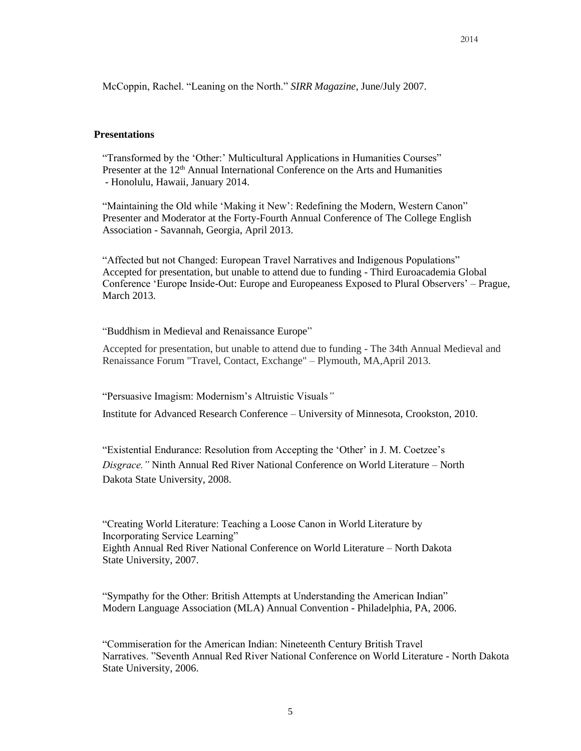McCoppin, Rachel. "Leaning on the North." *SIRR Magazine,* June/July 2007.

## Presentations

"Transformed by the 'Other:' Multicultural Applications in Humanities Courses"
Presenter at the 12th Annual International Conference on the Arts and Humanities - Honolulu, Hawaii, January 2014.

"Maintaining the Old while 'Making it New': Redefining the Modern, Western Canon"
Presenter and Moderator at the Forty-Fourth Annual Conference of The College English Association - Savannah, Georgia, April 2013.

"Affected but not Changed: European Travel Narratives and Indigenous Populations"
Accepted for presentation, but unable to attend due to funding - Third Euroacademia Global Conference 'Europe Inside-Out: Europe and Europeaness Exposed to Plural Observers' – Prague, March 2013.

"Buddhism in Medieval and Renaissance Europe"

Accepted for presentation, but unable to attend due to funding - The 34th Annual Medieval and Renaissance Forum "Travel, Contact, Exchange" – Plymouth, MA,April 2013.

"Persuasive Imagism: Modernism's Altruistic Visuals*"*

Institute for Advanced Research Conference – University of Minnesota, Crookston, 2010.

"Existential Endurance: Resolution from Accepting the 'Other' in J. M. Coetzee's *Disgrace."* Ninth Annual Red River National Conference on World Literature – North Dakota State University, 2008.

"Creating World Literature: Teaching a Loose Canon in World Literature by Incorporating Service Learning"
Eighth Annual Red River National Conference on World Literature – North Dakota State University, 2007.

"Sympathy for the Other: British Attempts at Understanding the American Indian"
Modern Language Association (MLA) Annual Convention - Philadelphia, PA, 2006.

"Commiseration for the American Indian: Nineteenth Century British Travel Narratives. "Seventh Annual Red River National Conference on World Literature - North Dakota State University, 2006.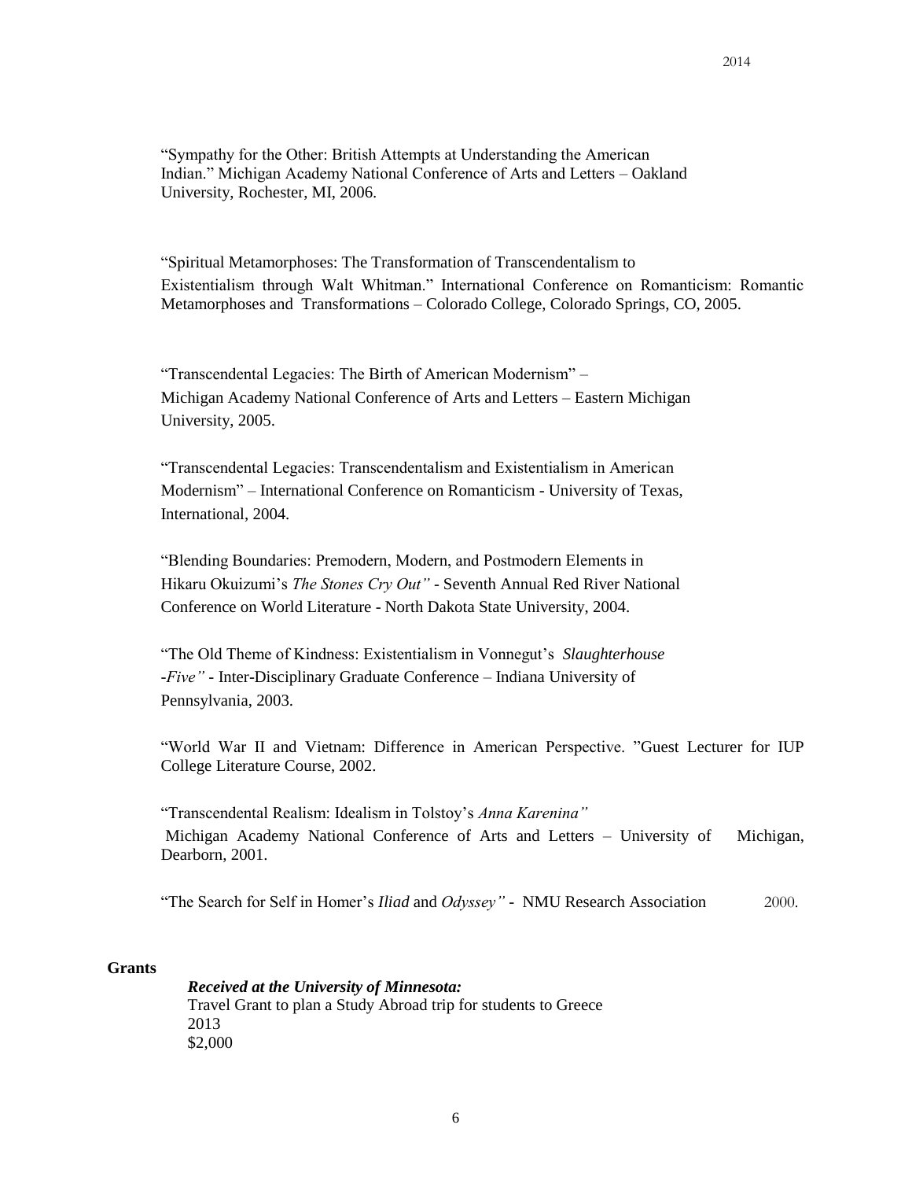"Sympathy for the Other: British Attempts at Understanding the American Indian." Michigan Academy National Conference of Arts and Letters – Oakland University, Rochester, MI, 2006.

"Spiritual Metamorphoses: The Transformation of Transcendentalism to Existentialism through Walt Whitman." International Conference on Romanticism: Romantic Metamorphoses and Transformations – Colorado College, Colorado Springs, CO, 2005.

"Transcendental Legacies: The Birth of American Modernism" – Michigan Academy National Conference of Arts and Letters – Eastern Michigan University, 2005.

"Transcendental Legacies: Transcendentalism and Existentialism in American Modernism" – International Conference on Romanticism - University of Texas, International, 2004.

"Blending Boundaries: Premodern, Modern, and Postmodern Elements in Hikaru Okuizumi's *The Stones Cry Out"* - Seventh Annual Red River National Conference on World Literature - North Dakota State University, 2004.

"The Old Theme of Kindness: Existentialism in Vonnegut's *Slaughterhouse -Five"* - Inter-Disciplinary Graduate Conference – Indiana University of Pennsylvania, 2003.

"World War II and Vietnam: Difference in American Perspective. "Guest Lecturer for IUP College Literature Course, 2002.

"Transcendental Realism: Idealism in Tolstoy's *Anna Karenina"* Michigan Academy National Conference of Arts and Letters – University of Michigan, Dearborn, 2001.

"The Search for Self in Homer's *Iliad* and *Odyssey"* - NMU Research Association 2000.

**Grants**

***Received at the University of Minnesota:***
Travel Grant to plan a Study Abroad trip for students to Greece
2013
$2,000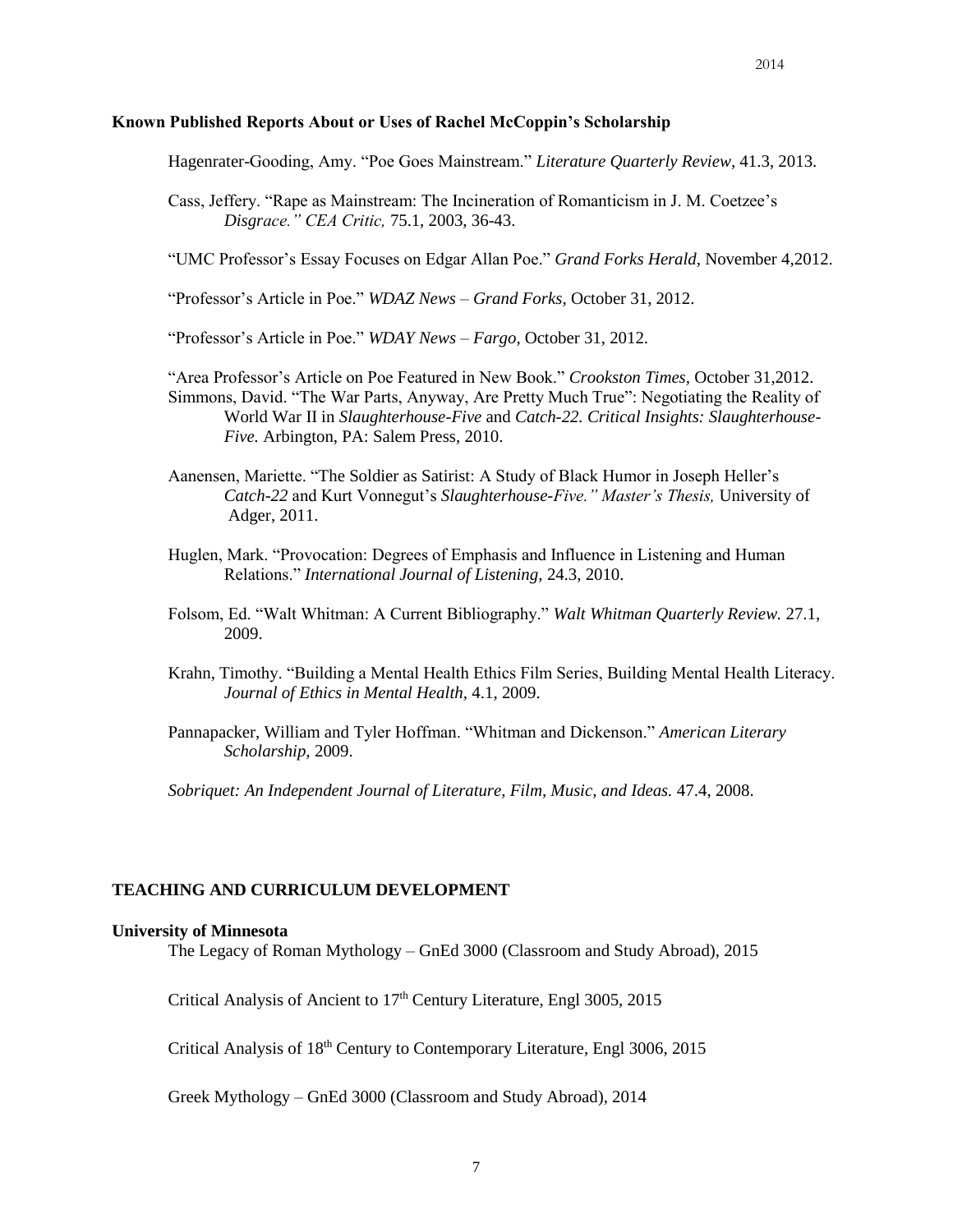**Known Published Reports About or Uses of Rachel McCoppin's Scholarship**

Hagenrater-Gooding, Amy. "Poe Goes Mainstream." *Literature Quarterly Review,* 41.3, 2013.

Cass, Jeffery. "Rape as Mainstream: The Incineration of Romanticism in J. M. Coetzee's *Disgrace." CEA Critic,* 75.1, 2003, 36-43.

"UMC Professor's Essay Focuses on Edgar Allan Poe." *Grand Forks Herald,* November 4,2012.

"Professor's Article in Poe." *WDAZ News – Grand Forks,* October 31, 2012.

"Professor's Article in Poe." *WDAY News – Fargo,* October 31, 2012.

"Area Professor's Article on Poe Featured in New Book." *Crookston Times,* October 31,2012.

Simmons, David. "The War Parts, Anyway, Are Pretty Much True": Negotiating the Reality of World War II in *Slaughterhouse-Five* and *Catch-22. Critical Insights: Slaughterhouse-Five.* Arbington, PA: Salem Press, 2010.

Aanensen, Mariette. "The Soldier as Satirist: A Study of Black Humor in Joseph Heller's *Catch-22* and Kurt Vonnegut's *Slaughterhouse-Five." Master's Thesis,* University of Adger, 2011.

Huglen, Mark. "Provocation: Degrees of Emphasis and Influence in Listening and Human Relations." *International Journal of Listening,* 24.3, 2010.

Folsom, Ed. "Walt Whitman: A Current Bibliography." *Walt Whitman Quarterly Review.* 27.1, 2009.

Krahn, Timothy. "Building a Mental Health Ethics Film Series, Building Mental Health Literacy. *Journal of Ethics in Mental Health,* 4.1, 2009.

Pannapacker, William and Tyler Hoffman. "Whitman and Dickenson." *American Literary Scholarship,* 2009.

*Sobriquet: An Independent Journal of Literature, Film, Music, and Ideas.* 47.4, 2008.

## TEACHING AND CURRICULUM DEVELOPMENT

**University of Minnesota**

The Legacy of Roman Mythology – GnEd 3000 (Classroom and Study Abroad), 2015

Critical Analysis of Ancient to 17th Century Literature, Engl 3005, 2015

Critical Analysis of 18th Century to Contemporary Literature, Engl 3006, 2015

Greek Mythology – GnEd 3000 (Classroom and Study Abroad), 2014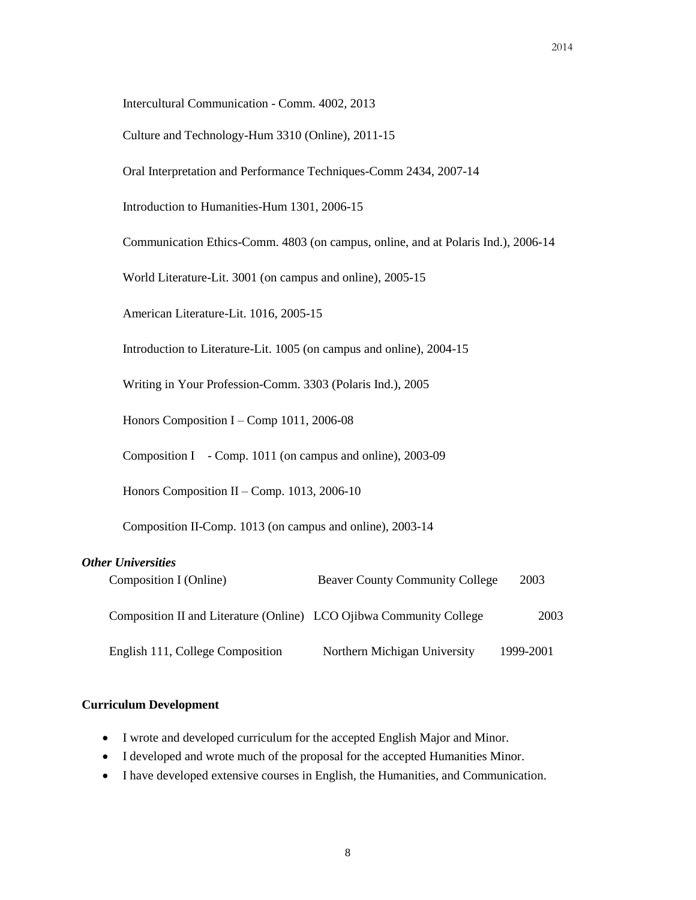Intercultural Communication - Comm. 4002, 2013

Culture and Technology-Hum 3310 (Online), 2011-15

Oral Interpretation and Performance Techniques-Comm 2434, 2007-14

Introduction to Humanities-Hum 1301, 2006-15

Communication Ethics-Comm. 4803 (on campus, online, and at Polaris Ind.), 2006-14

World Literature-Lit. 3001 (on campus and online), 2005-15

American Literature-Lit. 1016, 2005-15

Introduction to Literature-Lit. 1005 (on campus and online), 2004-15

Writing in Your Profession-Comm. 3303 (Polaris Ind.), 2005

Honors Composition I – Comp 1011, 2006-08

Composition I - Comp. 1011 (on campus and online), 2003-09

Honors Composition II – Comp. 1013, 2006-10

Composition II-Comp. 1013 (on campus and online), 2003-14

***Other Universities***

| Course | Institution | Year |
|---|---|---|
| Composition I (Online) | Beaver County Community College | 2003 |
| Composition II and Literature (Online) | LCO Ojibwa Community College | 2003 |
| English 111, College Composition | Northern Michigan University | 1999-2001 |

**Curriculum Development**

- I wrote and developed curriculum for the accepted English Major and Minor.
- I developed and wrote much of the proposal for the accepted Humanities Minor.
- I have developed extensive courses in English, the Humanities, and Communication.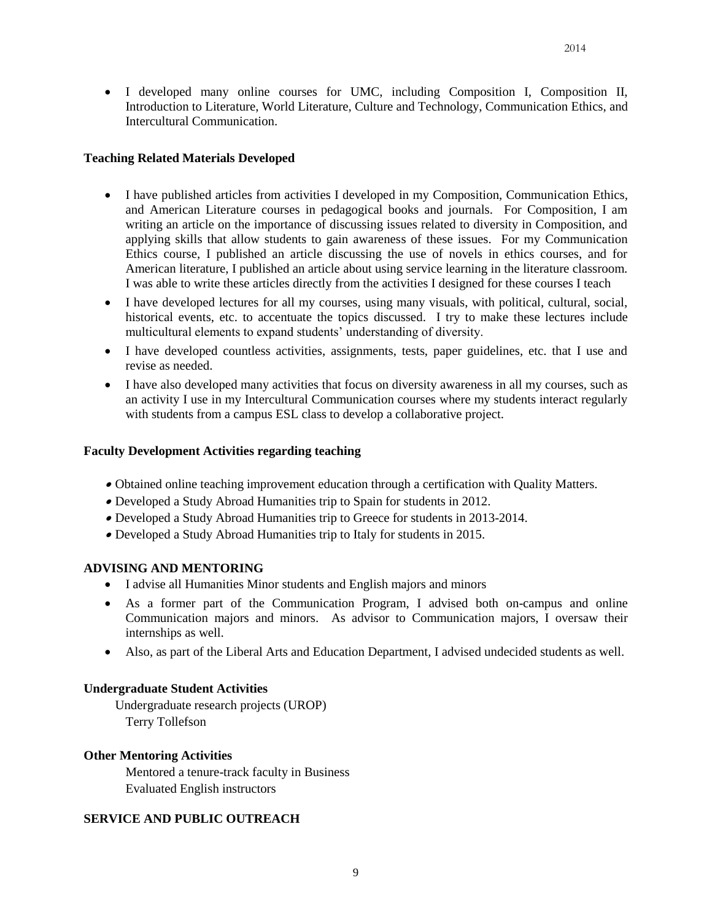- I developed many online courses for UMC, including Composition I, Composition II, Introduction to Literature, World Literature, Culture and Technology, Communication Ethics, and Intercultural Communication.

**Teaching Related Materials Developed**

- I have published articles from activities I developed in my Composition, Communication Ethics, and American Literature courses in pedagogical books and journals. For Composition, I am writing an article on the importance of discussing issues related to diversity in Composition, and applying skills that allow students to gain awareness of these issues. For my Communication Ethics course, I published an article discussing the use of novels in ethics courses, and for American literature, I published an article about using service learning in the literature classroom. I was able to write these articles directly from the activities I designed for these courses I teach
- I have developed lectures for all my courses, using many visuals, with political, cultural, social, historical events, etc. to accentuate the topics discussed. I try to make these lectures include multicultural elements to expand students' understanding of diversity.
- I have developed countless activities, assignments, tests, paper guidelines, etc. that I use and revise as needed.
- I have also developed many activities that focus on diversity awareness in all my courses, such as an activity I use in my Intercultural Communication courses where my students interact regularly with students from a campus ESL class to develop a collaborative project.

**Faculty Development Activities regarding teaching**

- Obtained online teaching improvement education through a certification with Quality Matters.
- Developed a Study Abroad Humanities trip to Spain for students in 2012.
- Developed a Study Abroad Humanities trip to Greece for students in 2013-2014.
- Developed a Study Abroad Humanities trip to Italy for students in 2015.

**ADVISING AND MENTORING**

- I advise all Humanities Minor students and English majors and minors
- As a former part of the Communication Program, I advised both on-campus and online Communication majors and minors. As advisor to Communication majors, I oversaw their internships as well.
- Also, as part of the Liberal Arts and Education Department, I advised undecided students as well.

**Undergraduate Student Activities**

Undergraduate research projects (UROP)
Terry Tollefson

**Other Mentoring Activities**

Mentored a tenure-track faculty in Business
Evaluated English instructors

**SERVICE AND PUBLIC OUTREACH**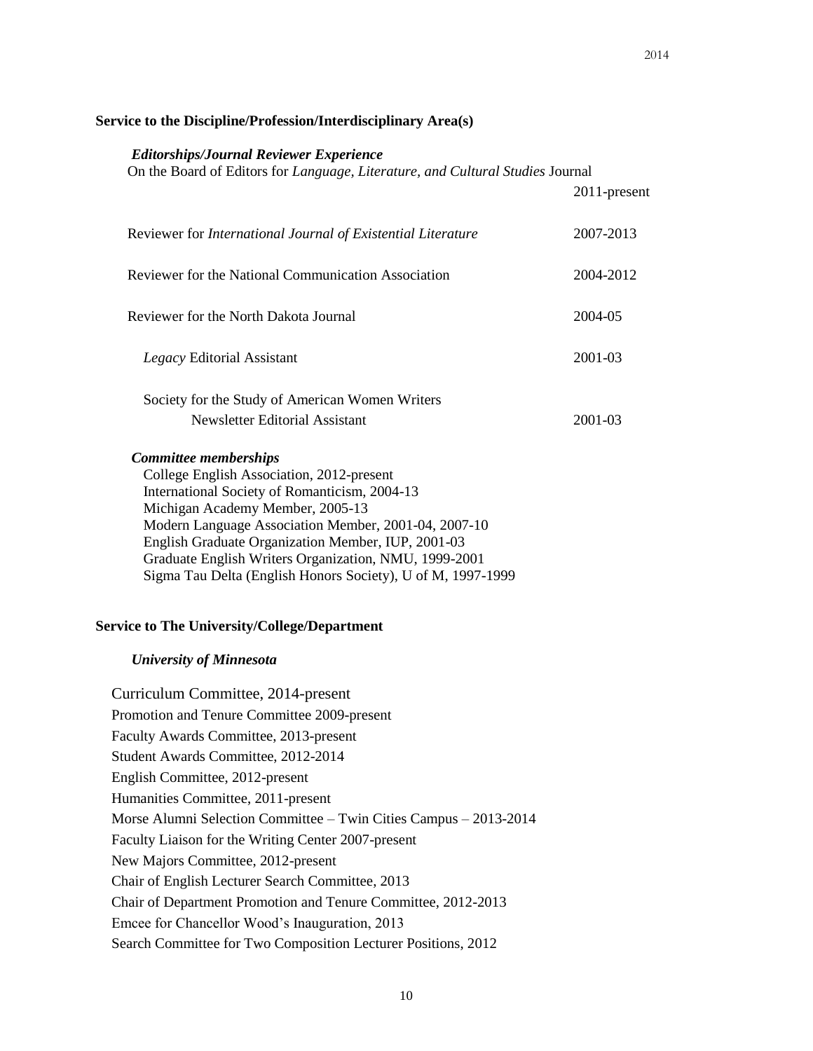## Service to the Discipline/Profession/Interdisciplinary Area(s)

### *Editorships/Journal Reviewer Experience*

On the Board of Editors for *Language, Literature, and Cultural Studies* Journal 2011-present

Reviewer for *International Journal of Existential Literature* 2007-2013

Reviewer for the National Communication Association 2004-2012

Reviewer for the North Dakota Journal 2004-05

*Legacy* Editorial Assistant 2001-03

Society for the Study of American Women Writers Newsletter Editorial Assistant 2001-03

### *Committee memberships*

College English Association, 2012-present
International Society of Romanticism, 2004-13
Michigan Academy Member, 2005-13
Modern Language Association Member, 2001-04, 2007-10
English Graduate Organization Member, IUP, 2001-03
Graduate English Writers Organization, NMU, 1999-2001
Sigma Tau Delta (English Honors Society), U of M, 1997-1999

## Service to The University/College/Department

### *University of Minnesota*

Curriculum Committee, 2014-present
Promotion and Tenure Committee 2009-present
Faculty Awards Committee, 2013-present
Student Awards Committee, 2012-2014
English Committee, 2012-present
Humanities Committee, 2011-present
Morse Alumni Selection Committee – Twin Cities Campus – 2013-2014
Faculty Liaison for the Writing Center 2007-present
New Majors Committee, 2012-present
Chair of English Lecturer Search Committee, 2013
Chair of Department Promotion and Tenure Committee, 2012-2013
Emcee for Chancellor Wood's Inauguration, 2013
Search Committee for Two Composition Lecturer Positions, 2012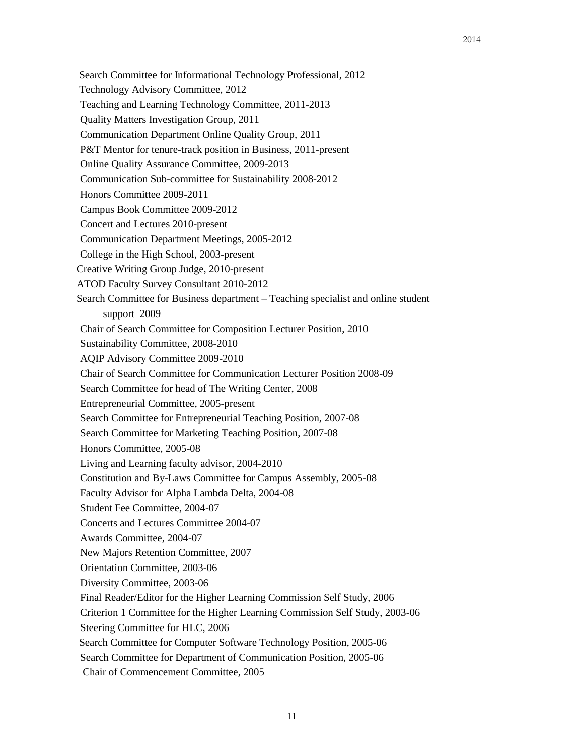Search Committee for Informational Technology Professional, 2012

Technology Advisory Committee, 2012

Teaching and Learning Technology Committee, 2011-2013

Quality Matters Investigation Group, 2011

Communication Department Online Quality Group, 2011

P&T Mentor for tenure-track position in Business, 2011-present

Online Quality Assurance Committee, 2009-2013

Communication Sub-committee for Sustainability 2008-2012

Honors Committee 2009-2011

Campus Book Committee 2009-2012

Concert and Lectures 2010-present

Communication Department Meetings, 2005-2012

College in the High School, 2003-present

Creative Writing Group Judge, 2010-present

ATOD Faculty Survey Consultant 2010-2012

Search Committee for Business department – Teaching specialist and online student support 2009

Chair of Search Committee for Composition Lecturer Position, 2010

Sustainability Committee, 2008-2010

AQIP Advisory Committee 2009-2010

Chair of Search Committee for Communication Lecturer Position 2008-09

Search Committee for head of The Writing Center, 2008

Entrepreneurial Committee, 2005-present

Search Committee for Entrepreneurial Teaching Position, 2007-08

Search Committee for Marketing Teaching Position, 2007-08

Honors Committee, 2005-08

Living and Learning faculty advisor, 2004-2010

Constitution and By-Laws Committee for Campus Assembly, 2005-08

Faculty Advisor for Alpha Lambda Delta, 2004-08

Student Fee Committee, 2004-07

Concerts and Lectures Committee 2004-07

Awards Committee, 2004-07

New Majors Retention Committee, 2007

Orientation Committee, 2003-06

Diversity Committee, 2003-06

Final Reader/Editor for the Higher Learning Commission Self Study, 2006

Criterion 1 Committee for the Higher Learning Commission Self Study, 2003-06

Steering Committee for HLC, 2006

Search Committee for Computer Software Technology Position, 2005-06

Search Committee for Department of Communication Position, 2005-06

Chair of Commencement Committee, 2005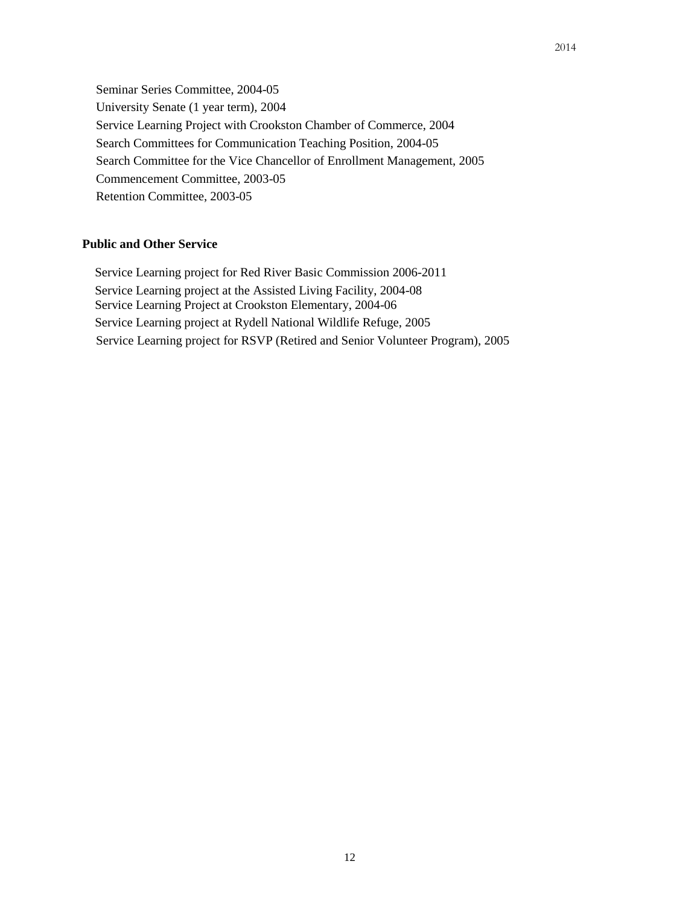Seminar Series Committee, 2004-05
University Senate (1 year term), 2004
Service Learning Project with Crookston Chamber of Commerce, 2004
Search Committees for Communication Teaching Position, 2004-05
Search Committee for the Vice Chancellor of Enrollment Management, 2005
Commencement Committee, 2003-05
Retention Committee, 2003-05

**Public and Other Service**

Service Learning project for Red River Basic Commission 2006-2011
Service Learning project at the Assisted Living Facility, 2004-08
Service Learning Project at Crookston Elementary, 2004-06
Service Learning project at Rydell National Wildlife Refuge, 2005
Service Learning project for RSVP (Retired and Senior Volunteer Program), 2005